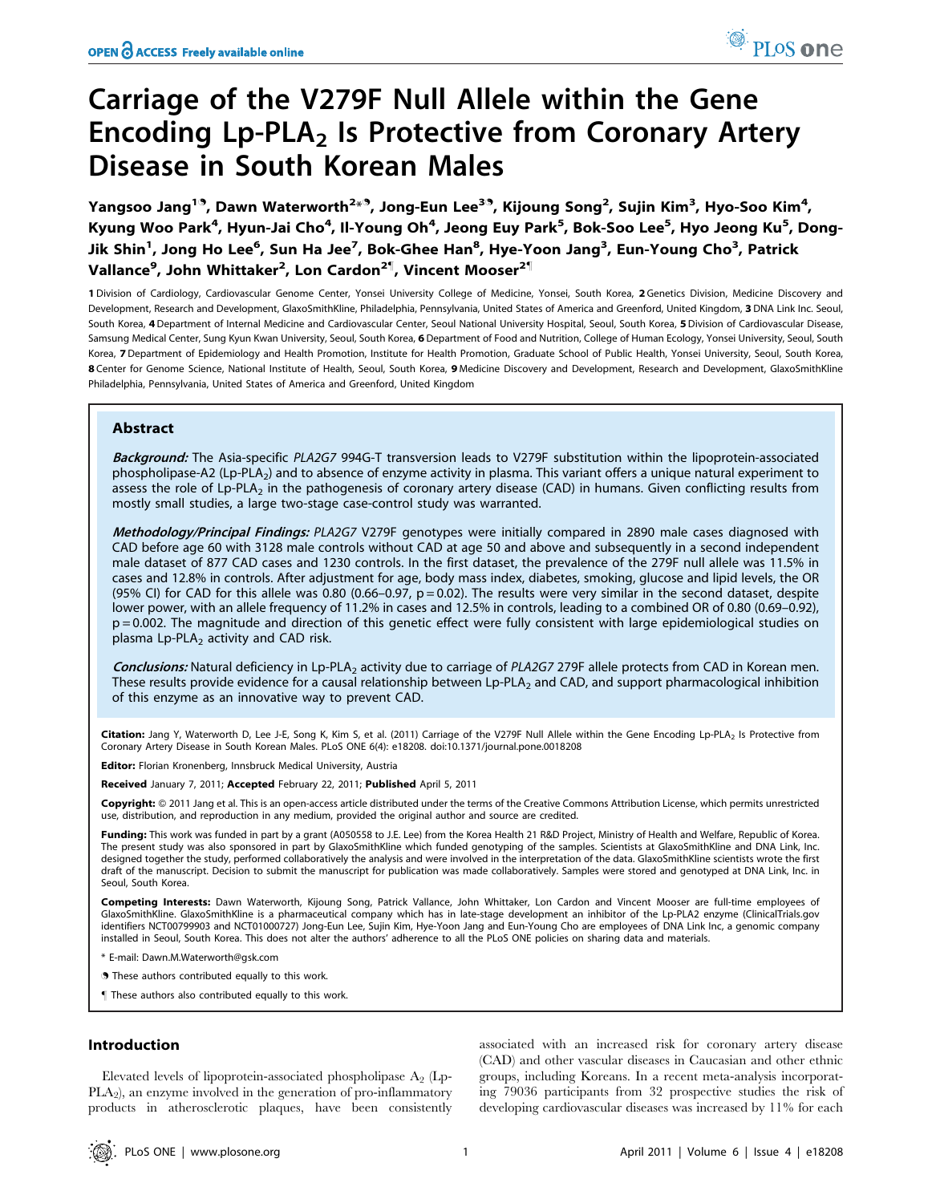# Carriage of the V279F Null Allele within the Gene Encoding Lp-PLA$_2$ Is Protective from Coronary Artery Disease in South Korean Males

Yangsoo Jang[1¶], Dawn Waterworth[2*¶], Jong-Eun Lee[3¶], Kijoung Song[2], Sujin Kim[3], Hyo-Soo Kim[4], Kyung Woo Park[4], Hyun-Jai Cho[4], Il-Young Oh[4], Jeong Euy Park[5], Bok-Soo Lee[5], Hyo Jeong Ku[5], Dong-Jik Shin[1], Jong Ho Lee[6], Sun Ha Jee[7], Bok-Ghee Han[8], Hye-Yoon Jang[3], Eun-Young Cho[3], Patrick Vallance[9], John Whittaker[2], Lon Cardon[2¶], Vincent Mooser[2¶]

**1** Division of Cardiology, Cardiovascular Genome Center, Yonsei University College of Medicine, Yonsei, South Korea, **2** Genetics Division, Medicine Discovery and Development, Research and Development, GlaxoSmithKline, Philadelphia, Pennsylvania, United States of America and Greenford, United Kingdom, **3** DNA Link Inc. Seoul, South Korea, **4** Department of Internal Medicine and Cardiovascular Center, Seoul National University Hospital, Seoul, South Korea, **5** Division of Cardiovascular Disease, Samsung Medical Center, Sung Kyun Kwan University, Seoul, South Korea, **6** Department of Food and Nutrition, College of Human Ecology, Yonsei University, Seoul, South Korea, **7** Department of Epidemiology and Health Promotion, Institute for Health Promotion, Graduate School of Public Health, Yonsei University, Seoul, South Korea, **8** Center for Genome Science, National Institute of Health, Seoul, South Korea, **9** Medicine Discovery and Development, Research and Development, GlaxoSmithKline Philadelphia, Pennsylvania, United States of America and Greenford, United Kingdom

## Abstract

***Background:*** The Asia-specific *PLA2G7* 994G-T transversion leads to V279F substitution within the lipoprotein-associated phospholipase-A2 (Lp-PLA$_2$) and to absence of enzyme activity in plasma. This variant offers a unique natural experiment to assess the role of Lp-PLA$_2$ in the pathogenesis of coronary artery disease (CAD) in humans. Given conflicting results from mostly small studies, a large two-stage case-control study was warranted.

***Methodology/Principal Findings:*** *PLA2G7* V279F genotypes were initially compared in 2890 male cases diagnosed with CAD before age 60 with 3128 male controls without CAD at age 50 and above and subsequently in a second independent male dataset of 877 CAD cases and 1230 controls. In the first dataset, the prevalence of the 279F null allele was 11.5% in cases and 12.8% in controls. After adjustment for age, body mass index, diabetes, smoking, glucose and lipid levels, the OR (95% CI) for CAD for this allele was 0.80 (0.66–0.97, p = 0.02). The results were very similar in the second dataset, despite lower power, with an allele frequency of 11.2% in cases and 12.5% in controls, leading to a combined OR of 0.80 (0.69–0.92), p = 0.002. The magnitude and direction of this genetic effect were fully consistent with large epidemiological studies on plasma Lp-PLA$_2$ activity and CAD risk.

***Conclusions:*** Natural deficiency in Lp-PLA$_2$ activity due to carriage of *PLA2G7* 279F allele protects from CAD in Korean men. These results provide evidence for a causal relationship between Lp-PLA$_2$ and CAD, and support pharmacological inhibition of this enzyme as an innovative way to prevent CAD.

**Citation:** Jang Y, Waterworth D, Lee J-E, Song K, Kim S, et al. (2011) Carriage of the V279F Null Allele within the Gene Encoding Lp-PLA$_2$ Is Protective from Coronary Artery Disease in South Korean Males. PLoS ONE 6(4): e18208. doi:10.1371/journal.pone.0018208

**Editor:** Florian Kronenberg, Innsbruck Medical University, Austria

**Received** January 7, 2011; **Accepted** February 22, 2011; **Published** April 5, 2011

**Copyright:** © 2011 Jang et al. This is an open-access article distributed under the terms of the Creative Commons Attribution License, which permits unrestricted use, distribution, and reproduction in any medium, provided the original author and source are credited.

**Funding:** This work was funded in part by a grant (A050558 to J.E. Lee) from the Korea Health 21 R&D Project, Ministry of Health and Welfare, Republic of Korea. The present study was also sponsored in part by GlaxoSmithKline which funded genotyping of the samples. Scientists at GlaxoSmithKline and DNA Link, Inc. designed together the study, performed collaboratively the analysis and were involved in the interpretation of the data. GlaxoSmithKline scientists wrote the first draft of the manuscript. Decision to submit the manuscript for publication was made collaboratively. Samples were stored and genotyped at DNA Link, Inc. in Seoul, South Korea.

**Competing Interests:** Dawn Waterworth, Kijoung Song, Patrick Vallance, John Whittaker, Lon Cardon and Vincent Mooser are full-time employees of GlaxoSmithKline. GlaxoSmithKline is a pharmaceutical company which has in late-stage development an inhibitor of the Lp-PLA2 enzyme (ClinicalTrials.gov identifiers NCT00799903 and NCT01000727) Jong-Eun Lee, Sujin Kim, Hye-Yoon Jang and Eun-Young Cho are employees of DNA Link Inc, a genomic company installed in Seoul, South Korea. This does not alter the authors' adherence to all the PLoS ONE policies on sharing data and materials.

\* E-mail: Dawn.M.Waterworth@gsk.com

¶ These authors contributed equally to this work.

¶ These authors also contributed equally to this work.

## Introduction

Elevated levels of lipoprotein-associated phospholipase A$_2$ (Lp-PLA$_2$), an enzyme involved in the generation of pro-inflammatory products in atherosclerotic plaques, have been consistently associated with an increased risk for coronary artery disease (CAD) and other vascular diseases in Caucasian and other ethnic groups, including Koreans. In a recent meta-analysis incorporating 79036 participants from 32 prospective studies the risk of developing cardiovascular diseases was increased by 11% for each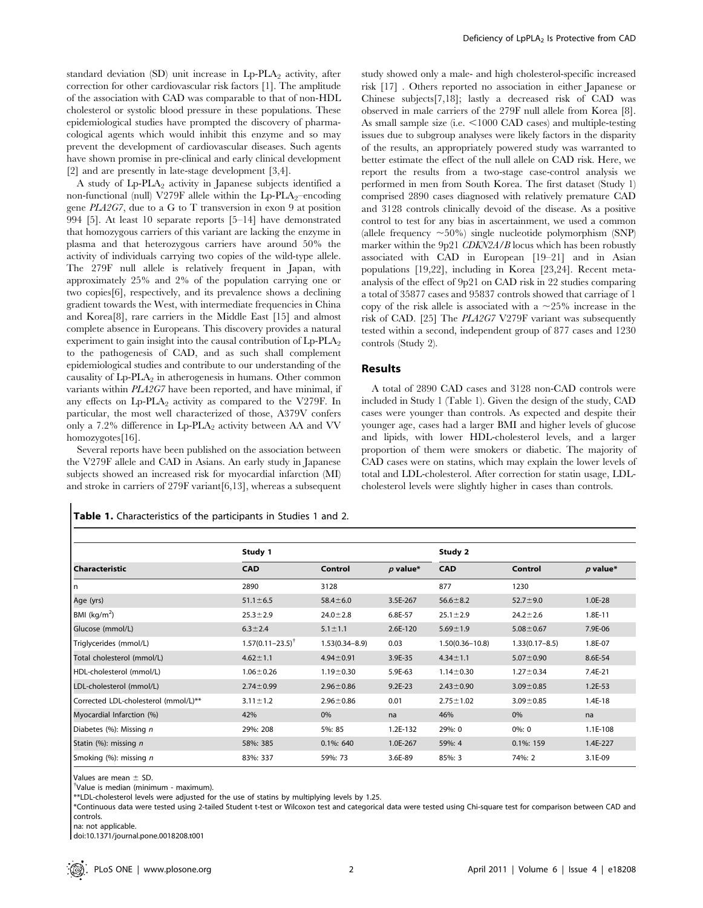standard deviation (SD) unit increase in Lp-$PLA_2$ activity, after correction for other cardiovascular risk factors [1]. The amplitude of the association with CAD was comparable to that of non-HDL cholesterol or systolic blood pressure in these populations. These epidemiological studies have prompted the discovery of pharmacological agents which would inhibit this enzyme and so may prevent the development of cardiovascular diseases. Such agents have shown promise in pre-clinical and early clinical development [2] and are presently in late-stage development [3,4].

A study of Lp-$PLA_2$ activity in Japanese subjects identified a non-functional (null) V279F allele within the Lp-$PLA_2$–encoding gene *PLA2G7*, due to a G to T transversion in exon 9 at position 994 [5]. At least 10 separate reports [5–14] have demonstrated that homozygous carriers of this variant are lacking the enzyme in plasma and that heterozygous carriers have around 50% the activity of individuals carrying two copies of the wild-type allele. The 279F null allele is relatively frequent in Japan, with approximately 25% and 2% of the population carrying one or two copies[6], respectively, and its prevalence shows a declining gradient towards the West, with intermediate frequencies in China and Korea[8], rare carriers in the Middle East [15] and almost complete absence in Europeans. This discovery provides a natural experiment to gain insight into the causal contribution of Lp-$PLA_2$ to the pathogenesis of CAD, and as such shall complement epidemiological studies and contribute to our understanding of the causality of Lp-$PLA_2$ in atherogenesis in humans. Other common variants within *PLA2G7* have been reported, and have minimal, if any effects on Lp-$PLA_2$ activity as compared to the V279F. In particular, the most well characterized of those, A379V confers only a 7.2% difference in Lp-$PLA_2$ activity between AA and VV homozygotes[16].

Several reports have been published on the association between the V279F allele and CAD in Asians. An early study in Japanese subjects showed an increased risk for myocardial infarction (MI) and stroke in carriers of 279F variant[6,13], whereas a subsequent study showed only a male- and high cholesterol-specific increased risk [17] . Others reported no association in either Japanese or Chinese subjects[7,18]; lastly a decreased risk of CAD was observed in male carriers of the 279F null allele from Korea [8]. As small sample size (i.e. <1000 CAD cases) and multiple-testing issues due to subgroup analyses were likely factors in the disparity of the results, an appropriately powered study was warranted to better estimate the effect of the null allele on CAD risk. Here, we report the results from a two-stage case-control analysis we performed in men from South Korea. The first dataset (Study 1) comprised 2890 cases diagnosed with relatively premature CAD and 3128 controls clinically devoid of the disease. As a positive control to test for any bias in ascertainment, we used a common (allele frequency ~50%) single nucleotide polymorphism (SNP) marker within the 9p21 *CDKN2A/B* locus which has been robustly associated with CAD in European [19–21] and in Asian populations [19,22], including in Korea [23,24]. Recent meta-analysis of the effect of 9p21 on CAD risk in 22 studies comparing a total of 35877 cases and 95837 controls showed that carriage of 1 copy of the risk allele is associated with a ~25% increase in the risk of CAD. [25] The *PLA2G7* V279F variant was subsequently tested within a second, independent group of 877 cases and 1230 controls (Study 2).

## Results

A total of 2890 CAD cases and 3128 non-CAD controls were included in Study 1 (Table 1). Given the design of the study, CAD cases were younger than controls. As expected and despite their younger age, cases had a larger BMI and higher levels of glucose and lipids, with lower HDL-cholesterol levels, and a larger proportion of them were smokers or diabetic. The majority of CAD cases were on statins, which may explain the lower levels of total and LDL-cholesterol. After correction for statin usage, LDL-cholesterol levels were slightly higher in cases than controls.

**Table 1.** Characteristics of the participants in Studies 1 and 2.

| | Study 1 | | | Study 2 | | |
|---|---|---|---|---|---|---|
| **Characteristic** | **CAD** | **Control** | *p* value* | **CAD** | **Control** | *p* value* |
| n | 2890 | 3128 | | 877 | 1230 | |
| Age (yrs) | 51.1±6.5 | 58.4±6.0 | 3.5E-267 | 56.6±8.2 | 52.7±9.0 | 1.0E-28 |
| BMI (kg/m$^2$) | 25.3±2.9 | 24.0±2.8 | 6.8E-57 | 25.1±2.9 | 24.2±2.6 | 1.8E-11 |
| Glucose (mmol/L) | 6.3±2.4 | 5.1±1.1 | 2.6E-120 | 5.69±1.9 | 5.08±0.67 | 7.9E-06 |
| Triglycerides (mmol/L) | 1.57(0.11–23.5)[†] | 1.53(0.34–8.9) | 0.03 | 1.50(0.36–10.8) | 1.33(0.17–8.5) | 1.8E-07 |
| Total cholesterol (mmol/L) | 4.62±1.1 | 4.94±0.91 | 3.9E-35 | 4.34±1.1 | 5.07±0.90 | 8.6E-54 |
| HDL-cholesterol (mmol/L) | 1.06±0.26 | 1.19±0.30 | 5.9E-63 | 1.14±0.30 | 1.27±0.34 | 7.4E-21 |
| LDL-cholesterol (mmol/L) | 2.74±0.99 | 2.96±0.86 | 9.2E-23 | 2.43±0.90 | 3.09±0.85 | 1.2E-53 |
| Corrected LDL-cholesterol (mmol/L)** | 3.11±1.2 | 2.96±0.86 | 0.01 | 2.75±1.02 | 3.09±0.85 | 1.4E-18 |
| Myocardial Infarction (%) | 42% | 0% | na | 46% | 0% | na |
| Diabetes (%): Missing *n* | 29%: 208 | 5%: 85 | 1.2E-132 | 29%: 0 | 0%: 0 | 1.1E-108 |
| Statin (%): missing *n* | 58%: 385 | 0.1%: 640 | 1.0E-267 | 59%: 4 | 0.1%: 159 | 1.4E-227 |
| Smoking (%): missing *n* | 83%: 337 | 59%: 73 | 3.6E-89 | 85%: 3 | 74%: 2 | 3.1E-09 |

Values are mean ± SD.
[†]Value is median (minimum - maximum).
**LDL-cholesterol levels were adjusted for the use of statins by multiplying levels by 1.25.
*Continuous data were tested using 2-tailed Student t-test or Wilcoxon test and categorical data were tested using Chi-square test for comparison between CAD and controls.
na: not applicable.
doi:10.1371/journal.pone.0018208.t001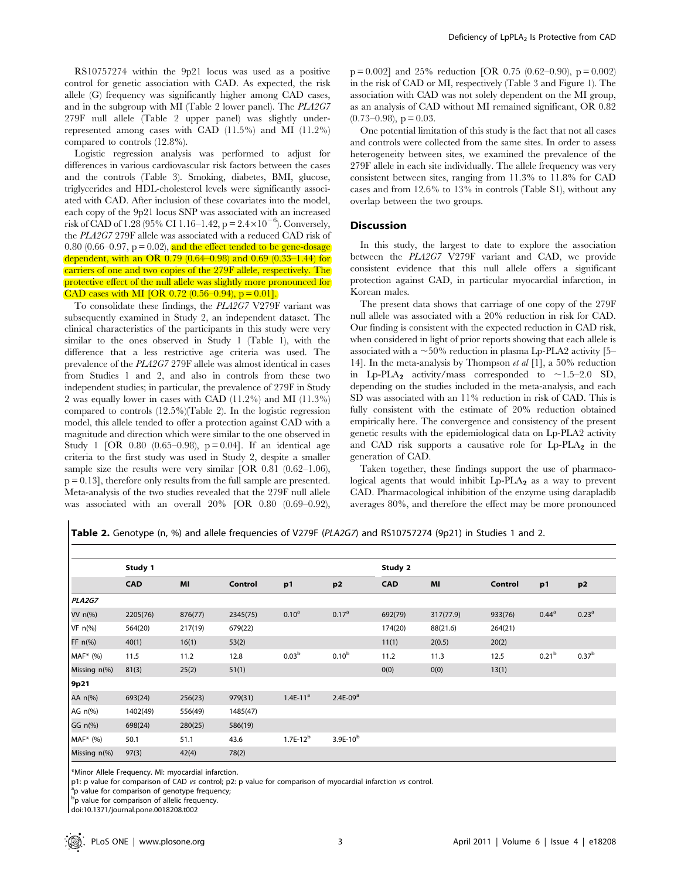RS10757274 within the 9p21 locus was used as a positive control for genetic association with CAD. As expected, the risk allele (G) frequency was significantly higher among CAD cases, and in the subgroup with MI (Table 2 lower panel). The *PLA2G7* 279F null allele (Table 2 upper panel) was slightly under-represented among cases with CAD (11.5%) and MI (11.2%) compared to controls (12.8%).

Logistic regression analysis was performed to adjust for differences in various cardiovascular risk factors between the cases and the controls (Table 3). Smoking, diabetes, BMI, glucose, triglycerides and HDL-cholesterol levels were significantly associated with CAD. After inclusion of these covariates into the model, each copy of the 9p21 locus SNP was associated with an increased risk of CAD of 1.28 (95% CI 1.16–1.42, $p = 2.4 \times 10^{-6}$). Conversely, the *PLA2G7* 279F allele was associated with a reduced CAD risk of 0.80 (0.66–0.97, p = 0.02), and the effect tended to be gene-dosage dependent, with an OR 0.79 (0.64–0.98) and 0.69 (0.33–1.44) for carriers of one and two copies of the 279F allele, respectively. The protective effect of the null allele was slightly more pronounced for CAD cases with MI [OR 0.72 (0.56–0.94), p = 0.01].

To consolidate these findings, the *PLA2G7* V279F variant was subsequently examined in Study 2, an independent dataset. The clinical characteristics of the participants in this study were very similar to the ones observed in Study 1 (Table 1), with the difference that a less restrictive age criteria was used. The prevalence of the *PLA2G7* 279F allele was almost identical in cases from Studies 1 and 2, and also in controls from these two independent studies; in particular, the prevalence of 279F in Study 2 was equally lower in cases with CAD (11.2%) and MI (11.3%) compared to controls (12.5%)(Table 2). In the logistic regression model, this allele tended to offer a protection against CAD with a magnitude and direction which were similar to the one observed in Study 1 [OR 0.80 (0.65–0.98), p = 0.04]. If an identical age criteria to the first study was used in Study 2, despite a smaller sample size the results were very similar [OR 0.81 (0.62–1.06), p = 0.13], therefore only results from the full sample are presented. Meta-analysis of the two studies revealed that the 279F null allele was associated with an overall 20% [OR 0.80 (0.69–0.92), p = 0.002] and 25% reduction [OR 0.75 (0.62–0.90), p = 0.002] in the risk of CAD or MI, respectively (Table 3 and Figure 1). The association with CAD was not solely dependent on the MI group, as an analysis of CAD without MI remained significant, OR 0.82 (0.73–0.98), p = 0.03.

One potential limitation of this study is the fact that not all cases and controls were collected from the same sites. In order to assess heterogeneity between sites, we examined the prevalence of the 279F allele in each site individually. The allele frequency was very consistent between sites, ranging from 11.3% to 11.8% for CAD cases and from 12.6% to 13% in controls (Table S1), without any overlap between the two groups.

## Discussion

In this study, the largest to date to explore the association between the *PLA2G7* V279F variant and CAD, we provide consistent evidence that this null allele offers a significant protection against CAD, in particular myocardial infarction, in Korean males.

The present data shows that carriage of one copy of the 279F null allele was associated with a 20% reduction in risk for CAD. Our finding is consistent with the expected reduction in CAD risk, when considered in light of prior reports showing that each allele is associated with a ~50% reduction in plasma Lp-PLA2 activity [5–14]. In the meta-analysis by Thompson *et al* [1], a 50% reduction in Lp-$PLA_2$ activity/mass corresponded to ~1.5–2.0 SD, depending on the studies included in the meta-analysis, and each SD was associated with an 11% reduction in risk of CAD. This is fully consistent with the estimate of 20% reduction obtained empirically here. The convergence and consistency of the present genetic results with the epidemiological data on Lp-PLA2 activity and CAD risk supports a causative role for Lp-$PLA_2$ in the generation of CAD.

Taken together, these findings support the use of pharmacological agents that would inhibit Lp-$PLA_2$ as a way to prevent CAD. Pharmacological inhibition of the enzyme using darapladib averages 80%, and therefore the effect may be more pronounced

**Table 2.** Genotype (n, %) and allele frequencies of V279F (*PLA2G7*) and RS10757274 (9p21) in Studies 1 and 2.

| | Study 1 | | | | | Study 2 | | | | |
|---|---|---|---|---|---|---|---|---|---|---|
| | CAD | MI | Control | p1 | p2 | CAD | MI | Control | p1 | p2 |
| ***PLA2G7*** | | | | | | | | | | |
| VV n(%) | 2205(76) | 876(77) | 2345(75) | 0.10[a] | 0.17[a] | 692(79) | 317(77.9) | 933(76) | 0.44[a] | 0.23[a] |
| VF n(%) | 564(20) | 217(19) | 679(22) | | | 174(20) | 88(21.6) | 264(21) | | |
| FF n(%) | 40(1) | 16(1) | 53(2) | | | 11(1) | 2(0.5) | 20(2) | | |
| MAF* (%) | 11.5 | 11.2 | 12.8 | 0.03[b] | 0.10[b] | 11.2 | 11.3 | 12.5 | 0.21[b] | 0.37[b] |
| Missing n(%) | 81(3) | 25(2) | 51(1) | | | 0(0) | 0(0) | 13(1) | | |
| **9p21** | | | | | | | | | | |
| AA n(%) | 693(24) | 256(23) | 979(31) | 1.4E-11[a] | 2.4E-09[a] | | | | | |
| AG n(%) | 1402(49) | 556(49) | 1485(47) | | | | | | | |
| GG n(%) | 698(24) | 280(25) | 586(19) | | | | | | | |
| MAF* (%) | 50.1 | 51.1 | 43.6 | 1.7E-12[b] | 3.9E-10[b] | | | | | |
| Missing n(%) | 97(3) | 42(4) | 78(2) | | | | | | | |

*Minor Allele Frequency. MI: myocardial infarction.

p1: p value for comparison of CAD *vs* control; p2: p value for comparison of myocardial infarction *vs* control.

[a]p value for comparison of genotype frequency;

[b]p value for comparison of allelic frequency.

doi:10.1371/journal.pone.0018208.t002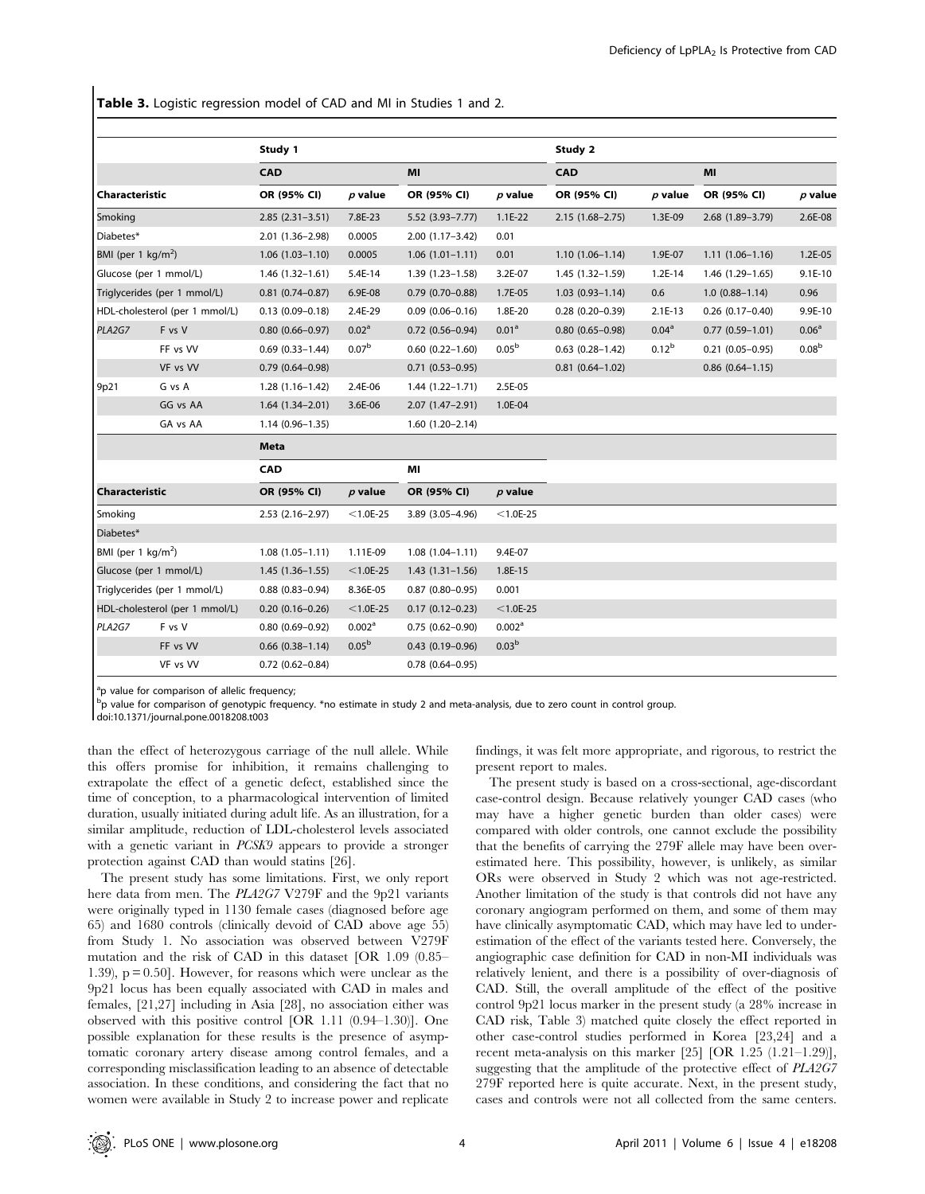**Table 3.** Logistic regression model of CAD and MI in Studies 1 and 2.

| | | Study 1 | | | | Study 2 | | | |
|---|---|---|---|---|---|---|---|---|---|
| | | CAD | | MI | | CAD | | MI | |
| Characteristic | | OR (95% CI) | *p* value | OR (95% CI) | *p* value | OR (95% CI) | *p* value | OR (95% CI) | *p* value |
| Smoking | | 2.85 (2.31–3.51) | 7.8E-23 | 5.52 (3.93–7.77) | 1.1E-22 | 2.15 (1.68–2.75) | 1.3E-09 | 2.68 (1.89–3.79) | 2.6E-08 |
| Diabetes* | | 2.01 (1.36–2.98) | 0.0005 | 2.00 (1.17–3.42) | 0.01 | | | | |
| BMI (per 1 kg/m$^2$) | | 1.06 (1.03–1.10) | 0.0005 | 1.06 (1.01–1.11) | 0.01 | 1.10 (1.06–1.14) | 1.9E-07 | 1.11 (1.06–1.16) | 1.2E-05 |
| Glucose (per 1 mmol/L) | | 1.46 (1.32–1.61) | 5.4E-14 | 1.39 (1.23–1.58) | 3.2E-07 | 1.45 (1.32–1.59) | 1.2E-14 | 1.46 (1.29–1.65) | 9.1E-10 |
| Triglycerides (per 1 mmol/L) | | 0.81 (0.74–0.87) | 6.9E-08 | 0.79 (0.70–0.88) | 1.7E-05 | 1.03 (0.93–1.14) | 0.6 | 1.0 (0.88–1.14) | 0.96 |
| HDL-cholesterol (per 1 mmol/L) | | 0.13 (0.09–0.18) | 2.4E-29 | 0.09 (0.06–0.16) | 1.8E-20 | 0.28 (0.20–0.39) | 2.1E-13 | 0.26 (0.17–0.40) | 9.9E-10 |
| *PLA2G7* | F vs V | 0.80 (0.66–0.97) | 0.02[a] | 0.72 (0.56–0.94) | 0.01[a] | 0.80 (0.65–0.98) | 0.04[a] | 0.77 (0.59–1.01) | 0.06[a] |
| | FF vs VV | 0.69 (0.33–1.44) | 0.07[b] | 0.60 (0.22–1.60) | 0.05[b] | 0.63 (0.28–1.42) | 0.12[b] | 0.21 (0.05–0.95) | 0.08[b] |
| | VF vs VV | 0.79 (0.64–0.98) | | 0.71 (0.53–0.95) | | 0.81 (0.64–1.02) | | 0.86 (0.64–1.15) | |
| 9p21 | G vs A | 1.28 (1.16–1.42) | 2.4E-06 | 1.44 (1.22–1.71) | 2.5E-05 | | | | |
| | GG vs AA | 1.64 (1.34–2.01) | 3.6E-06 | 2.07 (1.47–2.91) | 1.0E-04 | | | | |
| | GA vs AA | 1.14 (0.96–1.35) | | 1.60 (1.20–2.14) | | | | | |
| | | **Meta** | | | | | | | |
| | | CAD | | MI | | | | | |
| Characteristic | | OR (95% CI) | *p* value | OR (95% CI) | *p* value | | | | |
| Smoking | | 2.53 (2.16–2.97) | <1.0E-25 | 3.89 (3.05–4.96) | <1.0E-25 | | | | |
| Diabetes* | | | | | | | | | |
| BMI (per 1 kg/m$^2$) | | 1.08 (1.05–1.11) | 1.11E-09 | 1.08 (1.04–1.11) | 9.4E-07 | | | | |
| Glucose (per 1 mmol/L) | | 1.45 (1.36–1.55) | <1.0E-25 | 1.43 (1.31–1.56) | 1.8E-15 | | | | |
| Triglycerides (per 1 mmol/L) | | 0.88 (0.83–0.94) | 8.36E-05 | 0.87 (0.80–0.95) | 0.001 | | | | |
| HDL-cholesterol (per 1 mmol/L) | | 0.20 (0.16–0.26) | <1.0E-25 | 0.17 (0.12–0.23) | <1.0E-25 | | | | |
| *PLA2G7* | F vs V | 0.80 (0.69–0.92) | 0.002[a] | 0.75 (0.62–0.90) | 0.002[a] | | | | |
| | FF vs VV | 0.66 (0.38–1.14) | 0.05[b] | 0.43 (0.19–0.96) | 0.03[b] | | | | |
| | VF vs VV | 0.72 (0.62–0.84) | | 0.78 (0.64–0.95) | | | | | |

[a]p value for comparison of allelic frequency;
[b]p value for comparison of genotypic frequency. *no estimate in study 2 and meta-analysis, due to zero count in control group.
doi:10.1371/journal.pone.0018208.t003

than the effect of heterozygous carriage of the null allele. While this offers promise for inhibition, it remains challenging to extrapolate the effect of a genetic defect, established since the time of conception, to a pharmacological intervention of limited duration, usually initiated during adult life. As an illustration, for a similar amplitude, reduction of LDL-cholesterol levels associated with a genetic variant in *PCSK9* appears to provide a stronger protection against CAD than would statins [26].

The present study has some limitations. First, we only report here data from men. The *PLA2G7* V279F and the 9p21 variants were originally typed in 1130 female cases (diagnosed before age 65) and 1680 controls (clinically devoid of CAD above age 55) from Study 1. No association was observed between V279F mutation and the risk of CAD in this dataset [OR 1.09 (0.85–1.39), p = 0.50]. However, for reasons which were unclear as the 9p21 locus has been equally associated with CAD in males and females, [21,27] including in Asia [28], no association either was observed with this positive control [OR 1.11 (0.94–1.30)]. One possible explanation for these results is the presence of asymptomatic coronary artery disease among control females, and a corresponding misclassification leading to an absence of detectable association. In these conditions, and considering the fact that no women were available in Study 2 to increase power and replicate findings, it was felt more appropriate, and rigorous, to restrict the present report to males.

The present study is based on a cross-sectional, age-discordant case-control design. Because relatively younger CAD cases (who may have a higher genetic burden than older cases) were compared with older controls, one cannot exclude the possibility that the benefits of carrying the 279F allele may have been overestimated here. This possibility, however, is unlikely, as similar ORs were observed in Study 2 which was not age-restricted. Another limitation of the study is that controls did not have any coronary angiogram performed on them, and some of them may have clinically asymptomatic CAD, which may have led to underestimation of the effect of the variants tested here. Conversely, the angiographic case definition for CAD in non-MI individuals was relatively lenient, and there is a possibility of over-diagnosis of CAD. Still, the overall amplitude of the effect of the positive control 9p21 locus marker in the present study (a 28% increase in CAD risk, Table 3) matched quite closely the effect reported in other case-control studies performed in Korea [23,24] and a recent meta-analysis on this marker [25] [OR 1.25 (1.21–1.29)], suggesting that the amplitude of the protective effect of *PLA2G7* 279F reported here is quite accurate. Next, in the present study, cases and controls were not all collected from the same centers.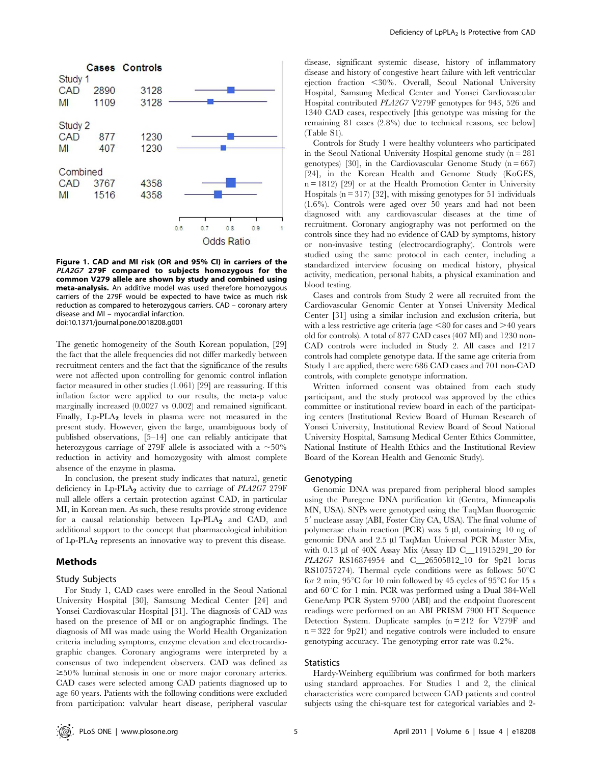| | Cases | Controls |
|---|---|---|
| Study 1 | | |
| CAD | 2890 | 3128 |
| MI | 1109 | 3128 |
| Study 2 | | |
| CAD | 877 | 1230 |
| MI | 407 | 1230 |
| Combined | | |
| CAD | 3767 | 4358 |
| MI | 1516 | 4358 |

Odds Ratio (axis: 0.6, 0.7, 0.8, 0.9, 1)

**Figure 1. CAD and MI risk (OR and 95% CI) in carriers of the *PLA2G7* 279F compared to subjects homozygous for the common V279 allele are shown by study and combined using meta-analysis.** An additive model was used therefore homozygous carriers of the 279F would be expected to have twice as much risk reduction as compared to heterozygous carriers. CAD – coronary artery disease and MI – myocardial infarction.
doi:10.1371/journal.pone.0018208.g001

The genetic homogeneity of the South Korean population, [29] the fact that the allele frequencies did not differ markedly between recruitment centers and the fact that the significance of the results were not affected upon controlling for genomic control inflation factor measured in other studies (1.061) [29] are reassuring. If this inflation factor were applied to our results, the meta-p value marginally increased (0.0027 vs 0.002) and remained significant. Finally, Lp-PLA$_2$ levels in plasma were not measured in the present study. However, given the large, unambiguous body of published observations, [5–14] one can reliably anticipate that heterozygous carriage of 279F allele is associated with a ~50% reduction in activity and homozygosity with almost complete absence of the enzyme in plasma.

In conclusion, the present study indicates that natural, genetic deficiency in Lp-PLA$_2$ activity due to carriage of *PLA2G7* 279F null allele offers a certain protection against CAD, in particular MI, in Korean men. As such, these results provide strong evidence for a causal relationship between Lp-PLA$_2$ and CAD, and additional support to the concept that pharmacological inhibition of Lp-PLA$_2$ represents an innovative way to prevent this disease.

## Methods

### Study Subjects

For Study 1, CAD cases were enrolled in the Seoul National University Hospital [30], Samsung Medical Center [24] and Yonsei Cardiovascular Hospital [31]. The diagnosis of CAD was based on the presence of MI or on angiographic findings. The diagnosis of MI was made using the World Health Organization criteria including symptoms, enzyme elevation and electrocardiographic changes. Coronary angiograms were interpreted by a consensus of two independent observers. CAD was defined as ≥50% luminal stenosis in one or more major coronary arteries. CAD cases were selected among CAD patients diagnosed up to age 60 years. Patients with the following conditions were excluded from participation: valvular heart disease, peripheral vascular disease, significant systemic disease, history of inflammatory disease and history of congestive heart failure with left ventricular ejection fraction <30%. Overall, Seoul National University Hospital, Samsung Medical Center and Yonsei Cardiovascular Hospital contributed *PLA2G7* V279F genotypes for 943, 526 and 1340 CAD cases, respectively [this genotype was missing for the remaining 81 cases (2.8%) due to technical reasons, see below] (Table S1).

Controls for Study 1 were healthy volunteers who participated in the Seoul National University Hospital genome study (n = 281 genotypes) [30], in the Cardiovascular Genome Study (n = 667) [24], in the Korean Health and Genome Study (KoGES, n = 1812) [29] or at the Health Promotion Center in University Hospitals (n = 317) [32], with missing genotypes for 51 individuals (1.6%). Controls were aged over 50 years and had not been diagnosed with any cardiovascular diseases at the time of recruitment. Coronary angiography was not performed on the controls since they had no evidence of CAD by symptoms, history or non-invasive testing (electrocardiography). Controls were studied using the same protocol in each center, including a standardized interview focusing on medical history, physical activity, medication, personal habits, a physical examination and blood testing.

Cases and controls from Study 2 were all recruited from the Cardiovascular Genomic Center at Yonsei University Medical Center [31] using a similar inclusion and exclusion criteria, but with a less restrictive age criteria (<80 for cases and >40 years old for controls). A total of 877 CAD cases (407 MI) and 1230 non-CAD controls were included in Study 2. All cases and 1217 controls had complete genotype data. If the same age criteria from Study 1 are applied, there were 686 CAD cases and 701 non-CAD controls, with complete genotype information.

Written informed consent was obtained from each study participant, and the study protocol was approved by the ethics committee or institutional review board in each of the participating centers (Institutional Review Board of Human Research of Yonsei University, Institutional Review Board of Seoul National University Hospital, Samsung Medical Center Ethics Committee, National Institute of Health Ethics and the Institutional Review Board of the Korean Health and Genomic Study).

### Genotyping

Genomic DNA was prepared from peripheral blood samples using the Puregene DNA purification kit (Gentra, Minneapolis MN, USA). SNPs were genotyped using the TaqMan fluorogenic 5′ nuclease assay (ABI, Foster City CA, USA). The final volume of polymerase chain reaction (PCR) was 5 µl, containing 10 ng of genomic DNA and 2.5 µl TaqMan Universal PCR Master Mix, with 0.13 µl of 40X Assay Mix (Assay ID C__11915291_20 for *PLA2G7* RS16874954 and C__26505812_10 for 9p21 locus RS10757274). Thermal cycle conditions were as follows: 50°C for 2 min, 95°C for 10 min followed by 45 cycles of 95°C for 15 s and 60°C for 1 min. PCR was performed using a Dual 384-Well GeneAmp PCR System 9700 (ABI) and the endpoint fluorescent readings were performed on an ABI PRISM 7900 HT Sequence Detection System. Duplicate samples (n = 212 for V279F and n = 322 for 9p21) and negative controls were included to ensure genotyping accuracy. The genotyping error rate was 0.2%.

### Statistics

Hardy-Weinberg equilibrium was confirmed for both markers using standard approaches. For Studies 1 and 2, the clinical characteristics were compared between CAD patients and control subjects using the chi-square test for categorical variables and 2-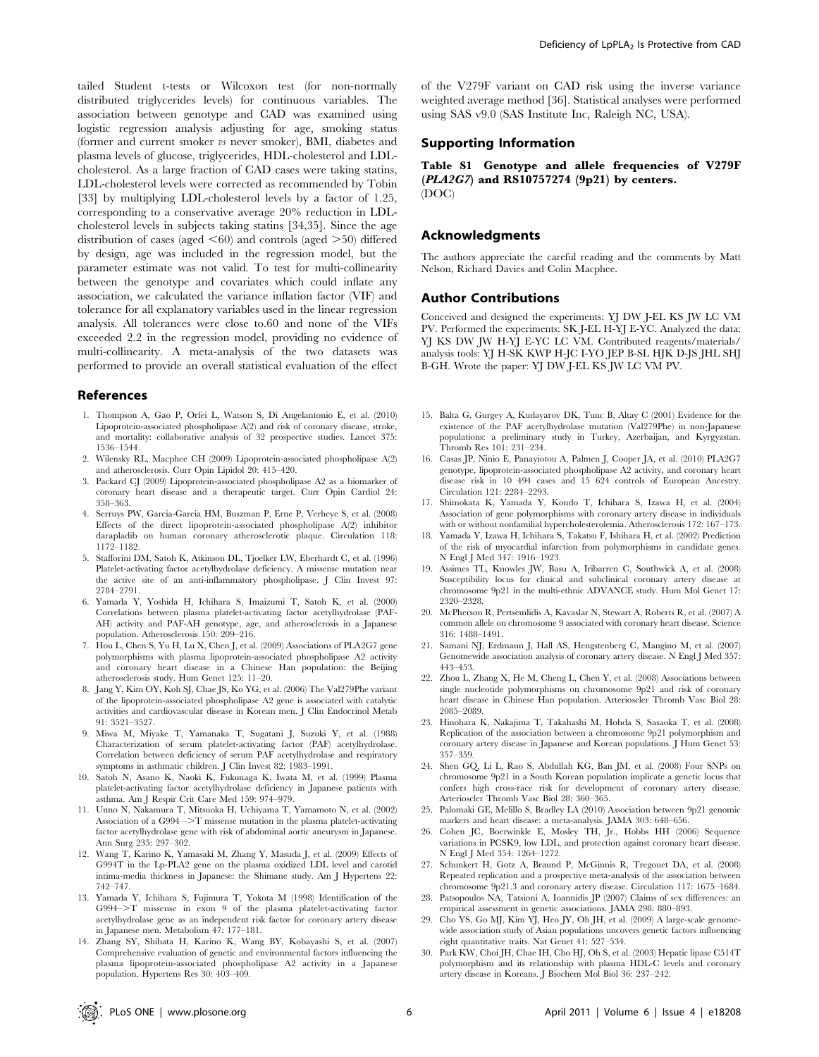tailed Student t-tests or Wilcoxon test (for non-normally distributed triglycerides levels) for continuous variables. The association between genotype and CAD was examined using logistic regression analysis adjusting for age, smoking status (former and current smoker *vs* never smoker), BMI, diabetes and plasma levels of glucose, triglycerides, HDL-cholesterol and LDL-cholesterol. As a large fraction of CAD cases were taking statins, LDL-cholesterol levels were corrected as recommended by Tobin [33] by multiplying LDL-cholesterol levels by a factor of 1.25, corresponding to a conservative average 20% reduction in LDL-cholesterol levels in subjects taking statins [34,35]. Since the age distribution of cases (aged <60) and controls (aged >50) differed by design, age was included in the regression model, but the parameter estimate was not valid. To test for multi-collinearity between the genotype and covariates which could inflate any association, we calculated the variance inflation factor (VIF) and tolerance for all explanatory variables used in the linear regression analysis. All tolerances were close to.60 and none of the VIFs exceeded 2.2 in the regression model, providing no evidence of multi-collinearity. A meta-analysis of the two datasets was performed to provide an overall statistical evaluation of the effect of the V279F variant on CAD risk using the inverse variance weighted average method [36]. Statistical analyses were performed using SAS v9.0 (SAS Institute Inc, Raleigh NC, USA).

## Supporting Information

**Table S1 Genotype and allele frequencies of V279F (*PLA2G7*) and RS10757274 (9p21) by centers.**
(DOC)

## Acknowledgments

The authors appreciate the careful reading and the comments by Matt Nelson, Richard Davies and Colin Macphee.

## Author Contributions

Conceived and designed the experiments: YJ DW J-EL KS JW LC VM PV. Performed the experiments: SK J-EL H-YJ E-YC. Analyzed the data: YJ KS DW JW H-YJ E-YC LC VM. Contributed reagents/materials/analysis tools: YJ H-SK KWP H-JC I-YO JEP B-SL HJK D-JS JHL SHJ B-GH. Wrote the paper: YJ DW J-EL KS JW LC VM PV.

## References

1. Thompson A, Gao P, Orfei L, Watson S, Di Angelantonio E, et al. (2010) Lipoprotein-associated phospholipase A(2) and risk of coronary disease, stroke, and mortality: collaborative analysis of 32 prospective studies. Lancet 375: 1536–1544.
2. Wilensky RL, Macphee CH (2009) Lipoprotein-associated phospholipase A(2) and atherosclerosis. Curr Opin Lipidol 20: 415–420.
3. Packard CJ (2009) Lipoprotein-associated phospholipase A2 as a biomarker of coronary heart disease and a therapeutic target. Curr Opin Cardiol 24: 358–363.
4. Serruys PW, Garcia-Garcia HM, Buszman P, Erne P, Verheye S, et al. (2008) Effects of the direct lipoprotein-associated phospholipase A(2) inhibitor darapladib on human coronary atherosclerotic plaque. Circulation 118: 1172–1182.
5. Stafforini DM, Satoh K, Atkinson DL, Tjoelker LW, Eberhardt C, et al. (1996) Platelet-activating factor acetylhydrolase deficiency. A missense mutation near the active site of an anti-inflammatory phospholipase. J Clin Invest 97: 2784–2791.
6. Yamada Y, Yoshida H, Ichihara S, Imaizumi T, Satoh K, et al. (2000) Correlations between plasma platelet-activating factor acetylhydrolase (PAF-AH) activity and PAF-AH genotype, age, and atherosclerosis in a Japanese population. Atherosclerosis 150: 209–216.
7. Hou L, Chen S, Yu H, Lu X, Chen J, et al. (2009) Associations of PLA2G7 gene polymorphisms with plasma lipoprotein-associated phospholipase A2 activity and coronary heart disease in a Chinese Han population: the Beijing atherosclerosis study. Hum Genet 125: 11–20.
8. Jang Y, Kim OY, Koh SJ, Chae JS, Ko YG, et al. (2006) The Val279Phe variant of the lipoprotein-associated phospholipase A2 gene is associated with catalytic activities and cardiovascular disease in Korean men. J Clin Endocrinol Metab 91: 3521–3527.
9. Miwa M, Miyake T, Yamanaka T, Sugatani J, Suzuki Y, et al. (1988) Characterization of serum platelet-activating factor (PAF) acetylhydrolase. Correlation between deficiency of serum PAF acetylhydrolase and respiratory symptoms in asthmatic children. J Clin Invest 82: 1983–1991.
10. Satoh N, Asano K, Naoki K, Fukunaga K, Iwata M, et al. (1999) Plasma platelet-activating factor acetylhydrolase deficiency in Japanese patients with asthma. Am J Respir Crit Care Med 159: 974–979.
11. Unno N, Nakamura T, Mitsuoka H, Uchiyama T, Yamamoto N, et al. (2002) Association of a G994 –>T missense mutation in the plasma platelet-activating factor acetylhydrolase gene with risk of abdominal aortic aneurysm in Japanese. Ann Surg 235: 297–302.
12. Wang T, Karino K, Yamasaki M, Zhang Y, Masuda J, et al. (2009) Effects of G994T in the Lp-PLA2 gene on the plasma oxidized LDL level and carotid intima-media thickness in Japanese: the Shimane study. Am J Hypertens 22: 742–747.
13. Yamada Y, Ichihara S, Fujimura T, Yokota M (1998) Identification of the G994–>T missense in exon 9 of the plasma platelet-activating factor acetylhydrolase gene as an independent risk factor for coronary artery disease in Japanese men. Metabolism 47: 177–181.
14. Zhang SY, Shibata H, Karino K, Wang BY, Kobayashi S, et al. (2007) Comprehensive evaluation of genetic and environmental factors influencing the plasma lipoprotein-associated phospholipase A2 activity in a Japanese population. Hypertens Res 30: 403–409.
15. Balta G, Gurgey A, Kudayarov DK, Tunc B, Altay C (2001) Evidence for the existence of the PAF acetylhydrolase mutation (Val279Phe) in non-Japanese populations: a preliminary study in Turkey, Azerbaijan, and Kyrgyzstan. Thromb Res 101: 231–234.
16. Casas JP, Ninio E, Panayiotou A, Palmen J, Cooper JA, et al. (2010) PLA2G7 genotype, lipoprotein-associated phospholipase A2 activity, and coronary heart disease risk in 10 494 cases and 15 624 controls of European Ancestry. Circulation 121: 2284–2293.
17. Shimokata K, Yamada Y, Kondo T, Ichihara S, Izawa H, et al. (2004) Association of gene polymorphisms with coronary artery disease in individuals with or without nonfamilial hypercholesterolemia. Atherosclerosis 172: 167–173.
18. Yamada Y, Izawa H, Ichihara S, Takatsu F, Ishihara H, et al. (2002) Prediction of the risk of myocardial infarction from polymorphisms in candidate genes. N Engl J Med 347: 1916–1923.
19. Assimes TL, Knowles JW, Basu A, Iribarren C, Southwick A, et al. (2008) Susceptibility locus for clinical and subclinical coronary artery disease at chromosome 9p21 in the multi-ethnic ADVANCE study. Hum Mol Genet 17: 2320–2328.
20. McPherson R, Pertsemlidis A, Kavaslar N, Stewart A, Roberts R, et al. (2007) A common allele on chromosome 9 associated with coronary heart disease. Science 316: 1488–1491.
21. Samani NJ, Erdmann J, Hall AS, Hengstenberg C, Mangino M, et al. (2007) Genomewide association analysis of coronary artery disease. N Engl J Med 357: 443–453.
22. Zhou L, Zhang X, He M, Cheng L, Chen Y, et al. (2008) Associations between single nucleotide polymorphisms on chromosome 9p21 and risk of coronary heart disease in Chinese Han population. Arterioscler Thromb Vasc Biol 28: 2085–2089.
23. Hinohara K, Nakajima T, Takahashi M, Hohda S, Sasaoka T, et al. (2008) Replication of the association between a chromosome 9p21 polymorphism and coronary artery disease in Japanese and Korean populations. J Hum Genet 53: 357–359.
24. Shen GQ, Li L, Rao S, Abdullah KG, Ban JM, et al. (2008) Four SNPs on chromosome 9p21 in a South Korean population implicate a genetic locus that confers high cross-race risk for development of coronary artery disease. Arterioscler Thromb Vasc Biol 28: 360–365.
25. Palomaki GE, Melillo S, Bradley LA (2010) Association between 9p21 genomic markers and heart disease: a meta-analysis. JAMA 303: 648–656.
26. Cohen JC, Boerwinkle E, Mosley TH, Jr., Hobbs HH (2006) Sequence variations in PCSK9, low LDL, and protection against coronary heart disease. N Engl J Med 354: 1264–1272.
27. Schunkert H, Gotz A, Braund P, McGinnis R, Tregouet DA, et al. (2008) Repeated replication and a prospective meta-analysis of the association between chromosome 9p21.3 and coronary artery disease. Circulation 117: 1675–1684.
28. Patsopoulos NA, Tatsioni A, Ioannidis JP (2007) Claims of sex differences: an empirical assessment in genetic associations. JAMA 298: 880–893.
29. Cho YS, Go MJ, Kim YJ, Heo JY, Oh JH, et al. (2009) A large-scale genome-wide association study of Asian populations uncovers genetic factors influencing eight quantitative traits. Nat Genet 41: 527–534.
30. Park KW, Choi JH, Chae IH, Cho HJ, Oh S, et al. (2003) Hepatic lipase C514T polymorphism and its relationship with plasma HDL-C levels and coronary artery disease in Koreans. J Biochem Mol Biol 36: 237–242.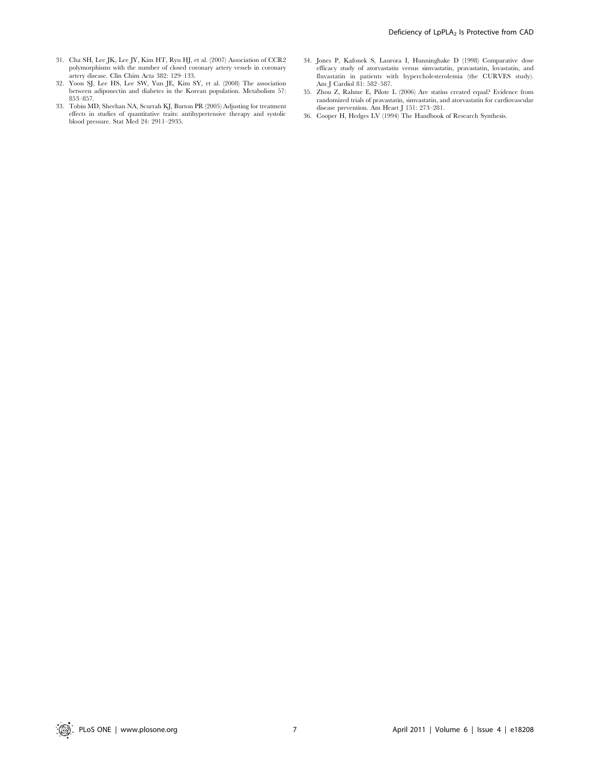31. Cha SH, Lee JK, Lee JY, Kim HT, Ryu HJ, et al. (2007) Association of CCR2 polymorphisms with the number of closed coronary artery vessels in coronary artery disease. Clin Chim Acta 382: 129–133.
32. Yoon SJ, Lee HS, Lee SW, Yun JE, Kim SY, et al. (2008) The association between adiponectin and diabetes in the Korean population. Metabolism 57: 853–857.
33. Tobin MD, Sheehan NA, Scurrah KJ, Burton PR (2005) Adjusting for treatment effects in studies of quantitative traits: antihypertensive therapy and systolic blood pressure. Stat Med 24: 2911–2935.
34. Jones P, Kafonek S, Laurora I, Hunninghake D (1998) Comparative dose efficacy study of atorvastatin versus simvastatin, pravastatin, lovastatin, and fluvastatin in patients with hypercholesterolemia (the CURVES study). Am J Cardiol 81: 582–587.
35. Zhou Z, Rahme E, Pilote L (2006) Are statins created equal? Evidence from randomized trials of pravastatin, simvastatin, and atorvastatin for cardiovascular disease prevention. Am Heart J 151: 273–281.
36. Cooper H, Hedges LV (1994) The Handbook of Research Synthesis.